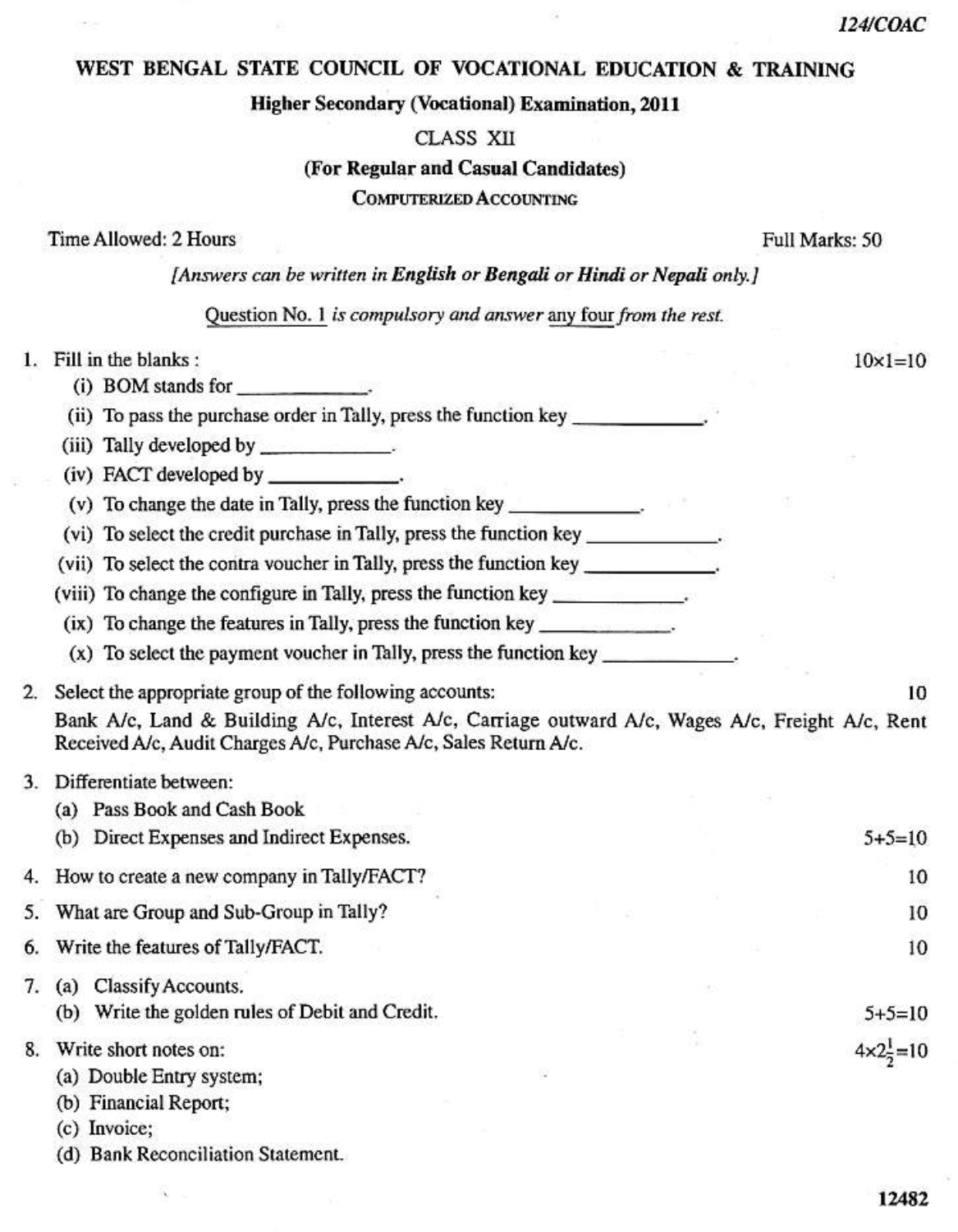124/COAC

# WEST BENGAL STATE COUNCIL OF VOCATIONAL EDUCATION & TRAINING

## Higher Secondary (Vocational) Examination, 2011

### CLASS XII

### (For Regular and Casual Candidates)

### COMPUTERIZED ACCOUNTING

Time Allowed: 2 Hours — Full Marks: 50

*[Answers can be written in **English** or **Bengali** or **Hindi** or **Nepali** only.]*

Question No. 1 *is compulsory and answer* any four *from the rest.*

1. Fill in the blanks : — 10×1=10
   - (i) BOM stands for \_\_\_\_\_\_\_\_\_\_\_\_.
   - (ii) To pass the purchase order in Tally, press the function key \_\_\_\_\_\_\_\_\_\_\_\_.
   - (iii) Tally developed by \_\_\_\_\_\_\_\_\_\_\_\_.
   - (iv) FACT developed by \_\_\_\_\_\_\_\_\_\_\_\_.
   - (v) To change the date in Tally, press the function key \_\_\_\_\_\_\_\_\_\_\_\_.
   - (vi) To select the credit purchase in Tally, press the function key \_\_\_\_\_\_\_\_\_\_\_\_.
   - (vii) To select the contra voucher in Tally, press the function key \_\_\_\_\_\_\_\_\_\_\_\_.
   - (viii) To change the configure in Tally, press the function key \_\_\_\_\_\_\_\_\_\_\_\_.
   - (ix) To change the features in Tally, press the function key \_\_\_\_\_\_\_\_\_\_\_\_.
   - (x) To select the payment voucher in Tally, press the function key \_\_\_\_\_\_\_\_\_\_\_\_.

2. Select the appropriate group of the following accounts: — 10

   Bank A/c, Land & Building A/c, Interest A/c, Carriage outward A/c, Wages A/c, Freight A/c, Rent Received A/c, Audit Charges A/c, Purchase A/c, Sales Return A/c.

3. Differentiate between:
   - (a) Pass Book and Cash Book
   - (b) Direct Expenses and Indirect Expenses. — 5+5=10

4. How to create a new company in Tally/FACT? — 10

5. What are Group and Sub-Group in Tally? — 10

6. Write the features of Tally/FACT. — 10

7. (a) Classify Accounts.
   (b) Write the golden rules of Debit and Credit. — 5+5=10

8. Write short notes on: — $4 \times 2\frac{1}{2} = 10$
   - (a) Double Entry system;
   - (b) Financial Report;
   - (c) Invoice;
   - (d) Bank Reconciliation Statement.

12482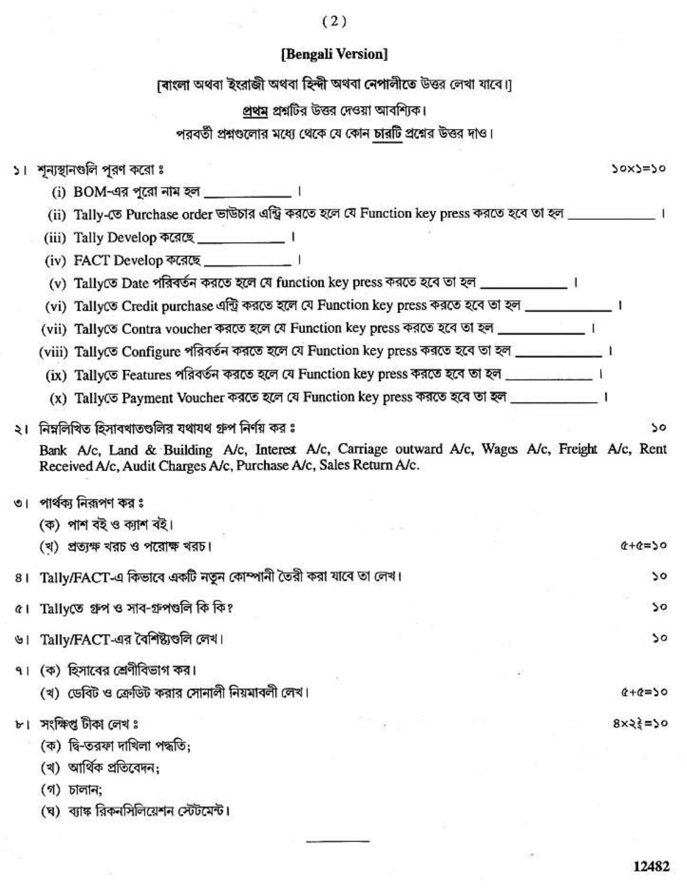## [Bengali Version]

[বাংলা অথবা ইংরাজী অথবা হিন্দী অথবা নেপালীতে উত্তর লেখা যাবে।]

প্রথম প্রশ্নটির উত্তর দেওয়া আবশ্যিক।

পরবর্তী প্রশ্নগুলোর মধ্যে থেকে যে কোন চারটি প্রশ্নের উত্তর দাও।

১। শূন্যস্থানগুলি পূরণ করো : ১০×১=১০

(i) BOM-এর পুরো নাম হল ____________ ।

(ii) Tally-তে Purchase order ভাউচার এন্ট্রি করতে হলে যে Function key press করতে হবে তা হল ____________ ।

(iii) Tally Develop করেছে ____________ ।

(iv) FACT Develop করেছে ____________ ।

(v) Tallyতে Date পরিবর্তন করতে হলে যে function key press করতে হবে তা হল ____________ ।

(vi) Tallyতে Credit purchase এন্ট্রি করতে হলে যে Function key press করতে হবে তা হল ____________ ।

(vii) Tallyতে Contra voucher করতে হলে যে Function key press করতে হবে তা হল ____________ ।

(viii) Tallyতে Configure পরিবর্তন করতে হলে যে Function key press করতে হবে তা হল ____________ ।

(ix) Tallyতে Features পরিবর্তন করতে হলে যে Function key press করতে হবে তা হল ____________ ।

(x) Tallyতে Payment Voucher করতে হলে যে Function key press করতে হবে তা হল ____________ ।

২। নিম্নলিখিত হিসাবখাতগুলির যথাযথ গ্রুপ নির্ণয় কর : ১০

Bank A/c, Land & Building A/c, Interest A/c, Carriage outward A/c, Wages A/c, Freight A/c, Rent Received A/c, Audit Charges A/c, Purchase A/c, Sales Return A/c.

৩। পার্থক্য নিরূপণ কর :

(ক) পাশ বই ও ক্যাশ বই।

(খ) প্রত্যক্ষ খরচ ও পরোক্ষ খরচ। ৫+৫=১০

৪। Tally/FACT-এ কিভাবে একটি নতুন কোম্পানী তৈরী করা যাবে তা লেখ। ১০

৫। Tallyতে গ্রুপ ও সাব-গ্রুপগুলি কি কি? ১০

৬। Tally/FACT-এর বৈশিষ্ট্যগুলি লেখ। ১০

৭। (ক) হিসাবের শ্রেণীবিভাগ কর।

(খ) ডেবিট ও ক্রেডিট করার সোনালী নিয়মাবলী লেখ। ৫+৫=১০

৮। সংক্ষিপ্ত টীকা লেখ : ৪×২½=১০

(ক) দ্বি-তরফা দাখিলা পদ্ধতি;

(খ) আর্থিক প্রতিবেদন;

(গ) চালান;

(ঘ) ব্যাঙ্ক রিকনসিলিয়েশন স্টেটমেন্ট।

---

12482